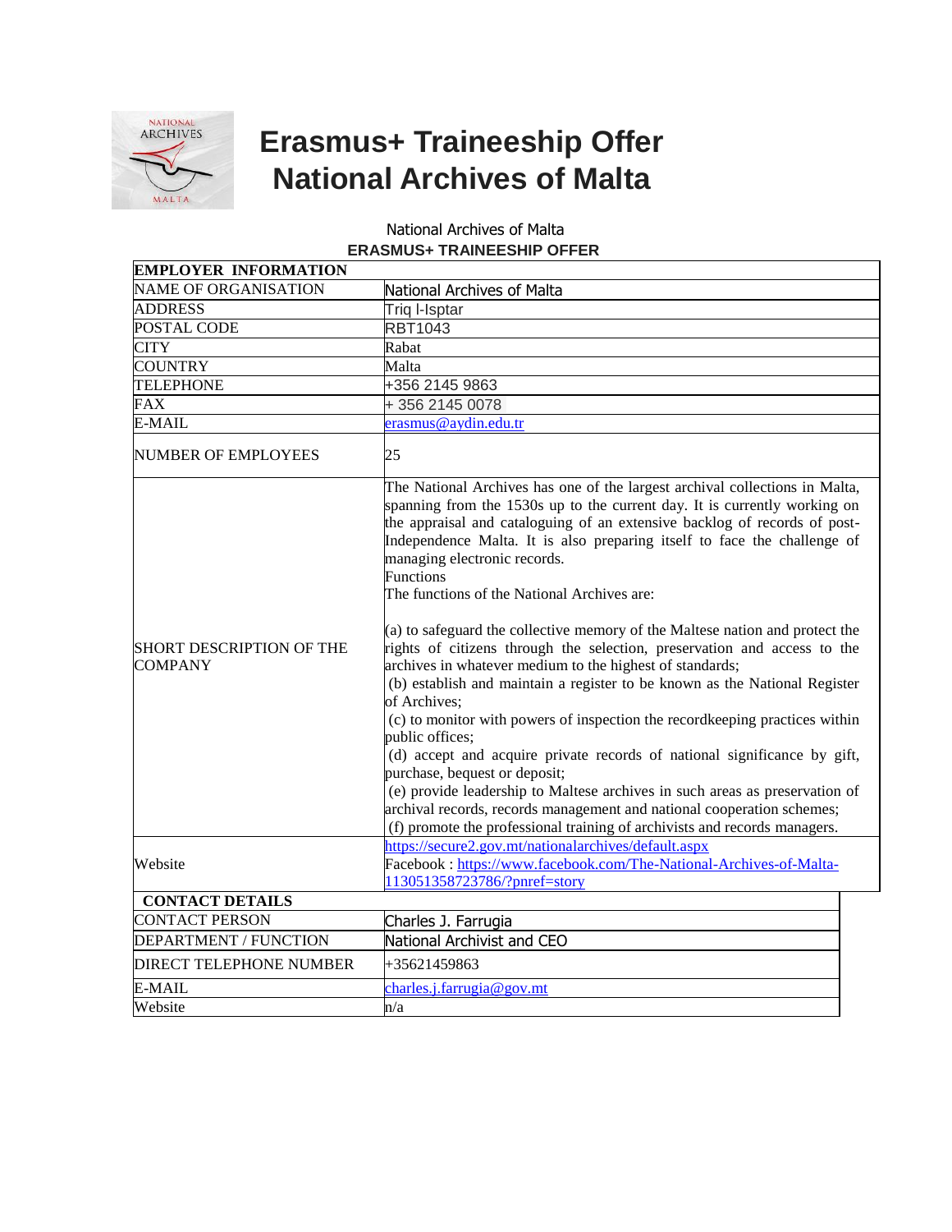# Erasmus+ Traineeship Offer
# National Archives of Malta

National Archives of Malta

**ERASMUS+ TRAINEESHIP OFFER**

| **EMPLOYER INFORMATION** | |
|---|---|
| NAME OF ORGANISATION | National Archives of Malta |
| ADDRESS | Triq l-Isptar |
| POSTAL CODE | RBT1043 |
| CITY | Rabat |
| COUNTRY | Malta |
| TELEPHONE | +356 2145 9863 |
| FAX | + 356 2145 0078 |
| E-MAIL | erasmus@aydin.edu.tr |
| NUMBER OF EMPLOYEES | 25 |
| SHORT DESCRIPTION OF THE COMPANY | The National Archives has one of the largest archival collections in Malta, spanning from the 1530s up to the current day. It is currently working on the appraisal and cataloguing of an extensive backlog of records of post-Independence Malta. It is also preparing itself to face the challenge of managing electronic records.<br>Functions<br>The functions of the National Archives are:<br><br>(a) to safeguard the collective memory of the Maltese nation and protect the rights of citizens through the selection, preservation and access to the archives in whatever medium to the highest of standards;<br>(b) establish and maintain a register to be known as the National Register of Archives;<br>(c) to monitor with powers of inspection the recordkeeping practices within public offices;<br>(d) accept and acquire private records of national significance by gift, purchase, bequest or deposit;<br>(e) provide leadership to Maltese archives in such areas as preservation of archival records, records management and national cooperation schemes;<br>(f) promote the professional training of archivists and records managers. |
| Website | https://secure2.gov.mt/nationalarchives/default.aspx<br>Facebook : https://www.facebook.com/The-National-Archives-of-Malta-113051358723786/?pnref=story |
| **CONTACT DETAILS** | |
| CONTACT PERSON | Charles J. Farrugia |
| DEPARTMENT / FUNCTION | National Archivist and CEO |
| DIRECT TELEPHONE NUMBER | +35621459863 |
| E-MAIL | charles.j.farrugia@gov.mt |
| Website | n/a |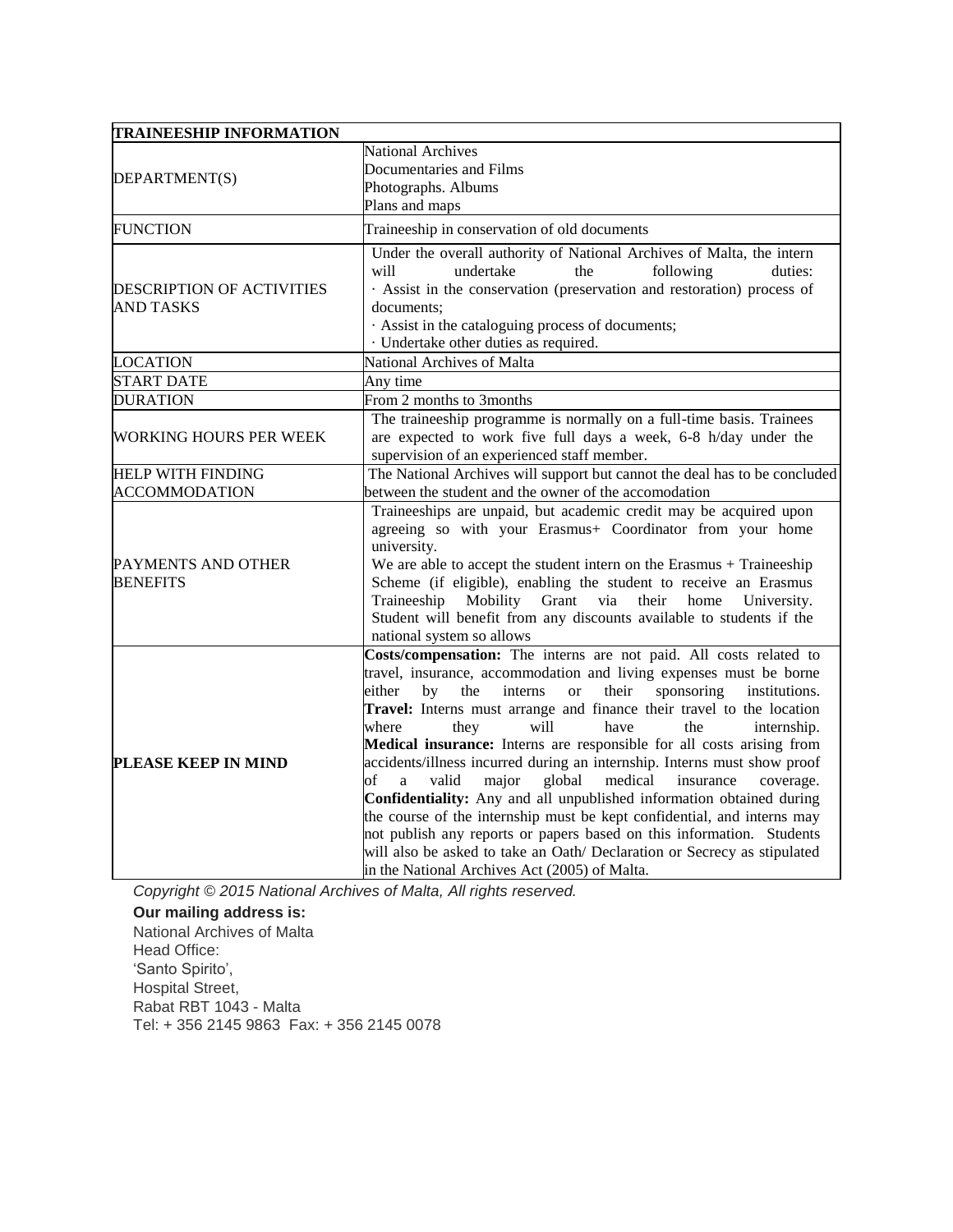| **TRAINEESHIP INFORMATION** | |
|---|---|
| DEPARTMENT(S) | National Archives<br>Documentaries and Films<br>Photographs. Albums<br>Plans and maps |
| FUNCTION | Traineeship in conservation of old documents |
| DESCRIPTION OF ACTIVITIES AND TASKS | Under the overall authority of National Archives of Malta, the intern will undertake the following duties:<br>· Assist in the conservation (preservation and restoration) process of documents;<br>· Assist in the cataloguing process of documents;<br>· Undertake other duties as required. |
| LOCATION | National Archives of Malta |
| START DATE | Any time |
| DURATION | From 2 months to 3months |
| WORKING HOURS PER WEEK | The traineeship programme is normally on a full-time basis. Trainees are expected to work five full days a week, 6-8 h/day under the supervision of an experienced staff member. |
| HELP WITH FINDING ACCOMMODATION | The National Archives will support but cannot the deal has to be concluded between the student and the owner of the accomodation |
| PAYMENTS AND OTHER BENEFITS | Traineeships are unpaid, but academic credit may be acquired upon agreeing so with your Erasmus+ Coordinator from your home university.<br>We are able to accept the student intern on the Erasmus + Traineeship Scheme (if eligible), enabling the student to receive an Erasmus Traineeship Mobility Grant via their home University. Student will benefit from any discounts available to students if the national system so allows |
| **PLEASE KEEP IN MIND** | **Costs/compensation:** The interns are not paid. All costs related to travel, insurance, accommodation and living expenses must be borne either by the interns or their sponsoring institutions.<br>**Travel:** Interns must arrange and finance their travel to the location where they will have the internship.<br>**Medical insurance:** Interns are responsible for all costs arising from accidents/illness incurred during an internship. Interns must show proof of a valid major global medical insurance coverage.<br>**Confidentiality:** Any and all unpublished information obtained during the course of the internship must be kept confidential, and interns may not publish any reports or papers based on this information. Students will also be asked to take an Oath/ Declaration or Secrecy as stipulated in the National Archives Act (2005) of Malta. |

*Copyright © 2015 National Archives of Malta, All rights reserved.*

**Our mailing address is:**
National Archives of Malta
Head Office:
'Santo Spirito',
Hospital Street,
Rabat RBT 1043 - Malta
Tel: + 356 2145 9863 Fax: + 356 2145 0078